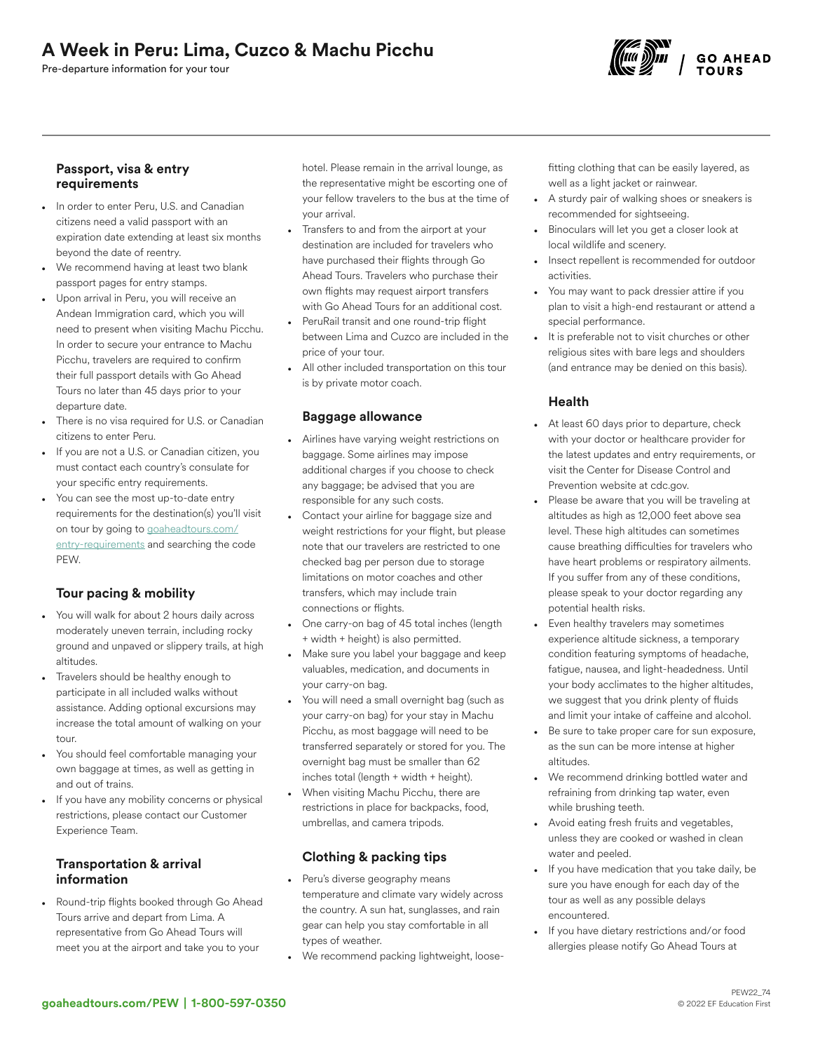# A Week in Peru: Lima, Cuzco & Machu Picchu

Pre-departure information for your tour

## Passport, visa & entry requirements

- In order to enter Peru, U.S. and Canadian citizens need a valid passport with an expiration date extending at least six months beyond the date of reentry.
- We recommend having at least two blank passport pages for entry stamps.
- Upon arrival in Peru, you will receive an Andean Immigration card, which you will need to present when visiting Machu Picchu. In order to secure your entrance to Machu Picchu, travelers are required to confirm their full passport details with Go Ahead Tours no later than 45 days prior to your departure date.
- There is no visa required for U.S. or Canadian citizens to enter Peru.
- If you are not a U.S. or Canadian citizen, you must contact each country's consulate for your specific entry requirements.
- You can see the most up-to-date entry requirements for the destination(s) you'll visit on tour by going to goaheadtours.com/entry-requirements and searching the code PEW.

## Tour pacing & mobility

- You will walk for about 2 hours daily across moderately uneven terrain, including rocky ground and unpaved or slippery trails, at high altitudes.
- Travelers should be healthy enough to participate in all included walks without assistance. Adding optional excursions may increase the total amount of walking on your tour.
- You should feel comfortable managing your own baggage at times, as well as getting in and out of trains.
- If you have any mobility concerns or physical restrictions, please contact our Customer Experience Team.

## Transportation & arrival information

- Round-trip flights booked through Go Ahead Tours arrive and depart from Lima. A representative from Go Ahead Tours will meet you at the airport and take you to your hotel. Please remain in the arrival lounge, as the representative might be escorting one of your fellow travelers to the bus at the time of your arrival.
- Transfers to and from the airport at your destination are included for travelers who have purchased their flights through Go Ahead Tours. Travelers who purchase their own flights may request airport transfers with Go Ahead Tours for an additional cost.
- PeruRail transit and one round-trip flight between Lima and Cuzco are included in the price of your tour.
- All other included transportation on this tour is by private motor coach.

## Baggage allowance

- Airlines have varying weight restrictions on baggage. Some airlines may impose additional charges if you choose to check any baggage; be advised that you are responsible for any such costs.
- Contact your airline for baggage size and weight restrictions for your flight, but please note that our travelers are restricted to one checked bag per person due to storage limitations on motor coaches and other transfers, which may include train connections or flights.
- One carry-on bag of 45 total inches (length + width + height) is also permitted.
- Make sure you label your baggage and keep valuables, medication, and documents in your carry-on bag.
- You will need a small overnight bag (such as your carry-on bag) for your stay in Machu Picchu, as most baggage will need to be transferred separately or stored for you. The overnight bag must be smaller than 62 inches total (length + width + height).
- When visiting Machu Picchu, there are restrictions in place for backpacks, food, umbrellas, and camera tripods.

## Clothing & packing tips

- Peru's diverse geography means temperature and climate vary widely across the country. A sun hat, sunglasses, and rain gear can help you stay comfortable in all types of weather.
- We recommend packing lightweight, loose-fitting clothing that can be easily layered, as well as a light jacket or rainwear.
- A sturdy pair of walking shoes or sneakers is recommended for sightseeing.
- Binoculars will let you get a closer look at local wildlife and scenery.
- Insect repellent is recommended for outdoor activities.
- You may want to pack dressier attire if you plan to visit a high-end restaurant or attend a special performance.
- It is preferable not to visit churches or other religious sites with bare legs and shoulders (and entrance may be denied on this basis).

## Health

- At least 60 days prior to departure, check with your doctor or healthcare provider for the latest updates and entry requirements, or visit the Center for Disease Control and Prevention website at cdc.gov.
- Please be aware that you will be traveling at altitudes as high as 12,000 feet above sea level. These high altitudes can sometimes cause breathing difficulties for travelers who have heart problems or respiratory ailments. If you suffer from any of these conditions, please speak to your doctor regarding any potential health risks.
- Even healthy travelers may sometimes experience altitude sickness, a temporary condition featuring symptoms of headache, fatigue, nausea, and light-headedness. Until your body acclimates to the higher altitudes, we suggest that you drink plenty of fluids and limit your intake of caffeine and alcohol.
- Be sure to take proper care for sun exposure, as the sun can be more intense at higher altitudes.
- We recommend drinking bottled water and refraining from drinking tap water, even while brushing teeth.
- Avoid eating fresh fruits and vegetables, unless they are cooked or washed in clean water and peeled.
- If you have medication that you take daily, be sure you have enough for each day of the tour as well as any possible delays encountered.
- If you have dietary restrictions and/or food allergies please notify Go Ahead Tours at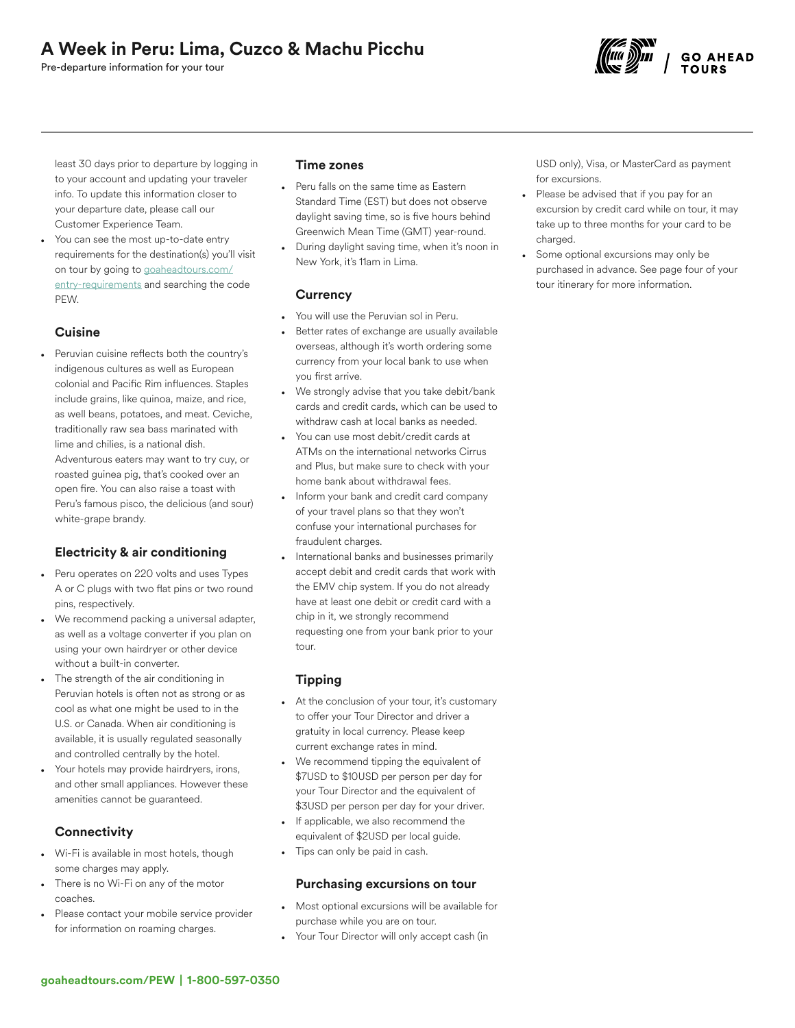least 30 days prior to departure by logging in to your account and updating your traveler info. To update this information closer to your departure date, please call our Customer Experience Team.
- You can see the most up-to-date entry requirements for the destination(s) you'll visit on tour by going to goaheadtours.com/entry-requirements and searching the code PEW.

### Cuisine

- Peruvian cuisine reflects both the country's indigenous cultures as well as European colonial and Pacific Rim influences. Staples include grains, like quinoa, maize, and rice, as well beans, potatoes, and meat. Ceviche, traditionally raw sea bass marinated with lime and chilies, is a national dish. Adventurous eaters may want to try cuy, or roasted guinea pig, that's cooked over an open fire. You can also raise a toast with Peru's famous pisco, the delicious (and sour) white-grape brandy.

### Electricity & air conditioning

- Peru operates on 220 volts and uses Types A or C plugs with two flat pins or two round pins, respectively.
- We recommend packing a universal adapter, as well as a voltage converter if you plan on using your own hairdryer or other device without a built-in converter.
- The strength of the air conditioning in Peruvian hotels is often not as strong or as cool as what one might be used to in the U.S. or Canada. When air conditioning is available, it is usually regulated seasonally and controlled centrally by the hotel.
- Your hotels may provide hairdryers, irons, and other small appliances. However these amenities cannot be guaranteed.

### Connectivity

- Wi-Fi is available in most hotels, though some charges may apply.
- There is no Wi-Fi on any of the motor coaches.
- Please contact your mobile service provider for information on roaming charges.

### Time zones

- Peru falls on the same time as Eastern Standard Time (EST) but does not observe daylight saving time, so is five hours behind Greenwich Mean Time (GMT) year-round.
- During daylight saving time, when it's noon in New York, it's 11am in Lima.

### Currency

- You will use the Peruvian sol in Peru.
- Better rates of exchange are usually available overseas, although it's worth ordering some currency from your local bank to use when you first arrive.
- We strongly advise that you take debit/bank cards and credit cards, which can be used to withdraw cash at local banks as needed.
- You can use most debit/credit cards at ATMs on the international networks Cirrus and Plus, but make sure to check with your home bank about withdrawal fees.
- Inform your bank and credit card company of your travel plans so that they won't confuse your international purchases for fraudulent charges.
- International banks and businesses primarily accept debit and credit cards that work with the EMV chip system. If you do not already have at least one debit or credit card with a chip in it, we strongly recommend requesting one from your bank prior to your tour.

### Tipping

- At the conclusion of your tour, it's customary to offer your Tour Director and driver a gratuity in local currency. Please keep current exchange rates in mind.
- We recommend tipping the equivalent of $7USD to $10USD per person per day for your Tour Director and the equivalent of $3USD per person per day for your driver.
- If applicable, we also recommend the equivalent of $2USD per local guide.
- Tips can only be paid in cash.

### Purchasing excursions on tour

- Most optional excursions will be available for purchase while you are on tour.
- Your Tour Director will only accept cash (in USD only), Visa, or MasterCard as payment for excursions.
- Please be advised that if you pay for an excursion by credit card while on tour, it may take up to three months for your card to be charged.
- Some optional excursions may only be purchased in advance. See page four of your tour itinerary for more information.